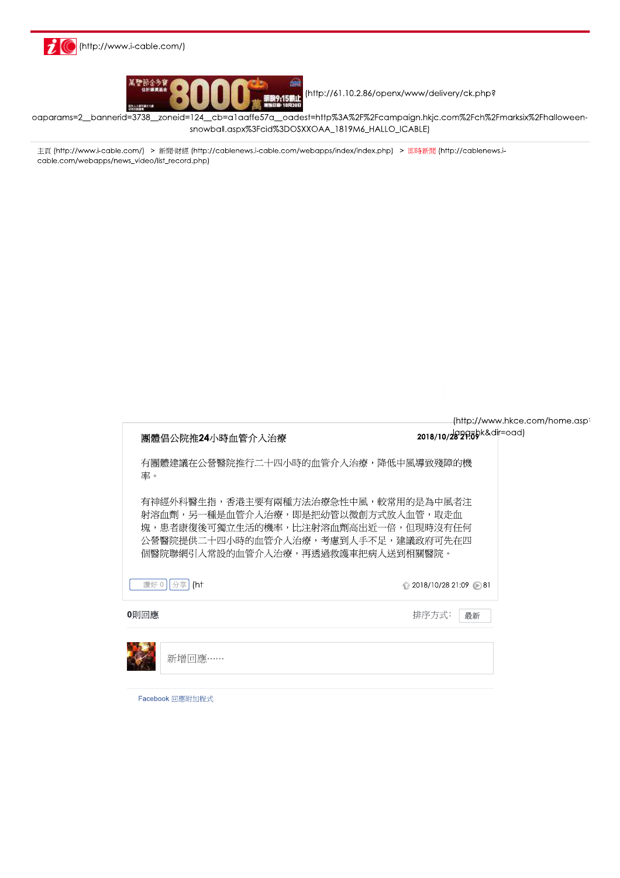(http://www.i-cable.com/)

(http://61.10.2.86/openx/www/delivery/ck.php?oaparams=2__bannerid=3738__zoneid=124__cb=a1aaffe57a__oadest=http%3A%2F%2Fcampaign.hkjc.com%2Fch%2Fmarksix%2Fhalloween-snowball.aspx%3Fcid%3DOSXXOAA_1819M6_HALLO_ICABLE)

主頁 (http://www.i-cable.com/) > 新聞·財經 (http://cablenews.i-cable.com/webapps/index/index.php) > 即時新聞 (http://cablenews.i-cable.com/webapps/news_video/list_record.php)

(http://www.hkce.com/home.asp?lang=hk&dir=oad)

**團體倡公院推24小時血管介入治療**

2018/10/28 21:09

有團體建議在公營醫院推行二十四小時的血管介入治療，降低中風導致殘障的機率。

有神經外科醫生指，香港主要有兩種方法治療急性中風，較常用的是為中風者注射溶血劑，另一種是血管介入治療，即是把幼管以微創方式放入血管，取走血塊，患者康復後可獨立生活的機率，比注射溶血劑高出近一倍，但現時沒有任何公營醫院提供二十四小時的血管介入治療，考慮到人手不足，建議政府可先在四個醫院聯網引入常設的血管介入治療，再透過救護車把病人送到相關醫院。

讚好 0 分享 (ht

2018/10/28 21:09 81

0則回應

排序方式： 最新

新增回應……

Facebook 回應附加程式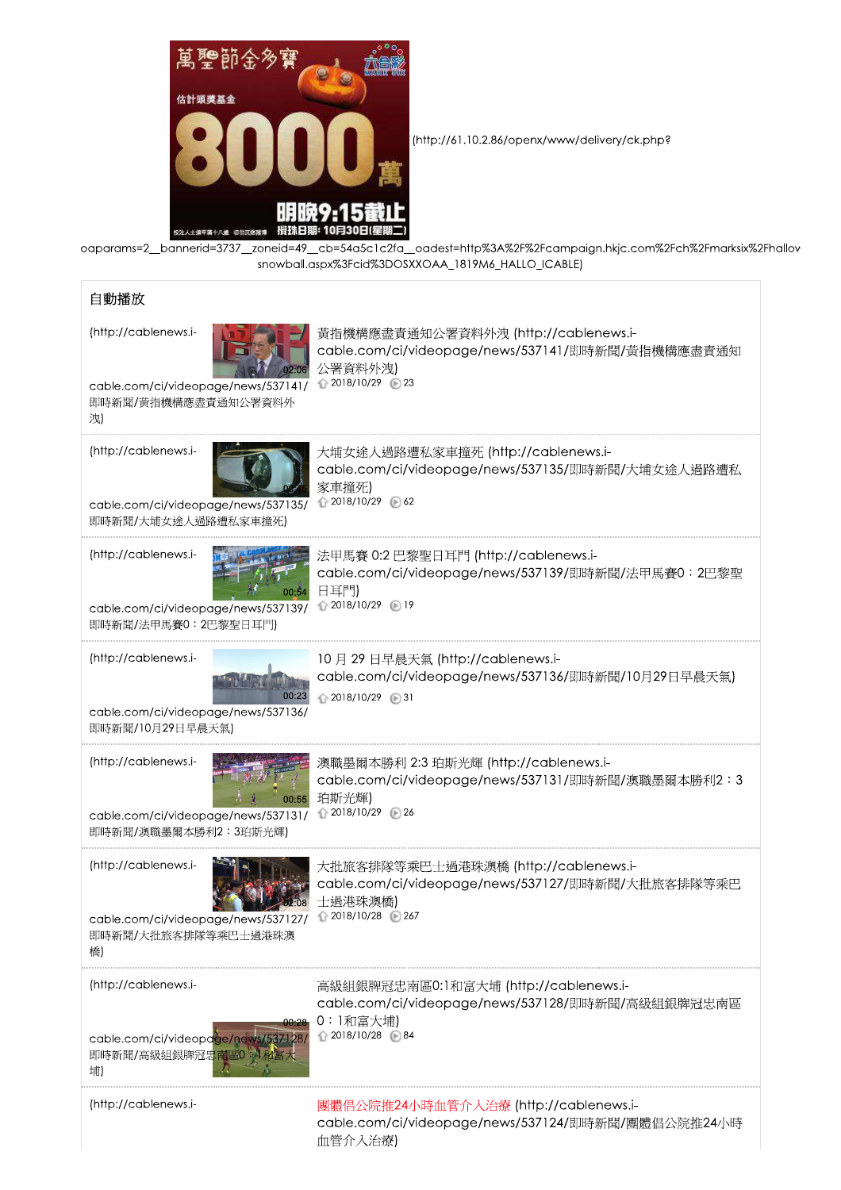(http://61.10.2.86/openx/www/delivery/ck.php?oaparams=2__bannerid=3737__zoneid=49__cb=54a5c1c2fa__oadest=http%3A%2F%2Fcampaign.hkjc.com%2Fch%2Fmarksix%2Fhallowsnowball.aspx%3Fcid%3DOSXXOAA_1819M6_HALLO_ICABLE)

## 自動播放

(http://cablenews.i-cable.com/ci/videopage/news/537141/即時新聞/黃指機構應盡責通知公署資料外洩)

黃指機構應盡責通知公署資料外洩 (http://cablenews.i-cable.com/ci/videopage/news/537141/即時新聞/黃指機構應盡責通知公署資料外洩)
2018/10/29 23

(http://cablenews.i-cable.com/ci/videopage/news/537135/即時新聞/大埔女途人過路遭私家車撞死)

大埔女途人過路遭私家車撞死 (http://cablenews.i-cable.com/ci/videopage/news/537135/即時新聞/大埔女途人過路遭私家車撞死)
2018/10/29 62

(http://cablenews.i-cable.com/ci/videopage/news/537139/即時新聞/法甲馬賽0：2巴黎聖日耳門)

法甲馬賽 0:2 巴黎聖日耳門 (http://cablenews.i-cable.com/ci/videopage/news/537139/即時新聞/法甲馬賽0：2巴黎聖日耳門)
2018/10/29 19

(http://cablenews.i-cable.com/ci/videopage/news/537136/即時新聞/10月29日早晨天氣)

10 月 29 日早晨天氣 (http://cablenews.i-cable.com/ci/videopage/news/537136/即時新聞/10月29日早晨天氣)
2018/10/29 31

(http://cablenews.i-cable.com/ci/videopage/news/537131/即時新聞/澳職墨爾本勝利2：3珀斯光輝)

澳職墨爾本勝利 2:3 珀斯光輝 (http://cablenews.i-cable.com/ci/videopage/news/537131/即時新聞/澳職墨爾本勝利2：3珀斯光輝)
2018/10/29 26

(http://cablenews.i-cable.com/ci/videopage/news/537127/即時新聞/大批旅客排隊等乘巴士過港珠澳橋)

大批旅客排隊等乘巴士過港珠澳橋 (http://cablenews.i-cable.com/ci/videopage/news/537127/即時新聞/大批旅客排隊等乘巴士過港珠澳橋)
2018/10/28 267

(http://cablenews.i-cable.com/ci/videopage/news/537128/即時新聞/高級組銀牌冠忠南區0：1和富大埔)

高級組銀牌冠忠南區0:1和富大埔 (http://cablenews.i-cable.com/ci/videopage/news/537128/即時新聞/高級組銀牌冠忠南區0：1和富大埔)
2018/10/28 84

(http://cablenews.i-

團體倡公院推24小時血管介入治療 (http://cablenews.i-cable.com/ci/videopage/news/537124/即時新聞/團體倡公院推24小時血管介入治療)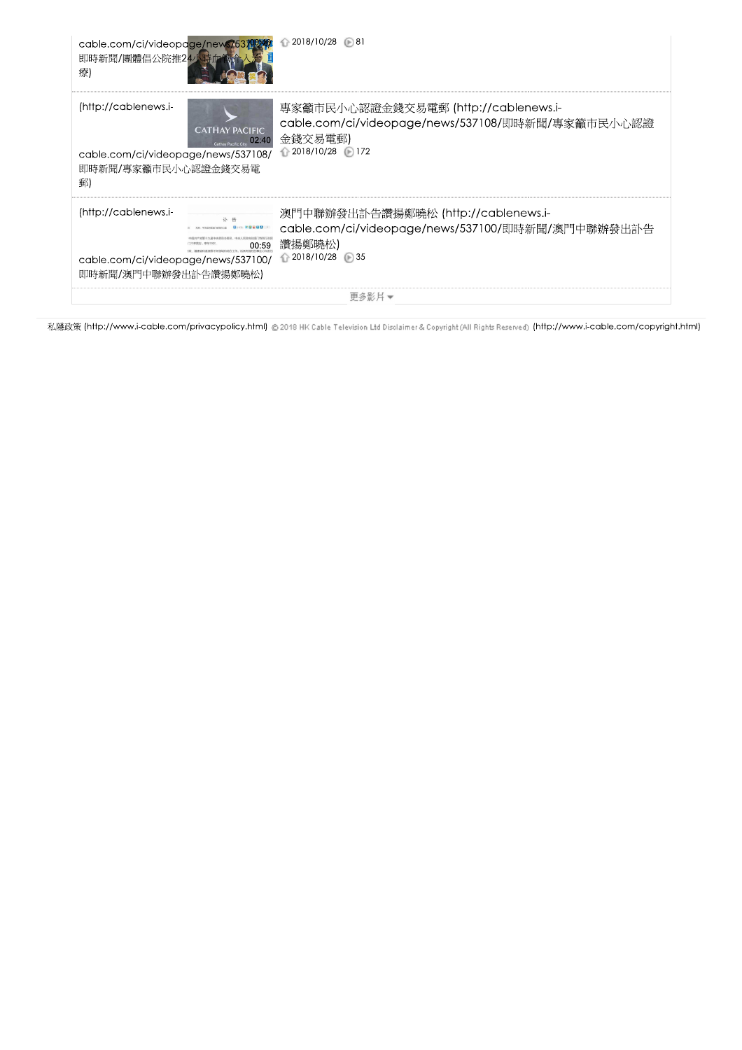cable.com/ci/videopage/news/537... 即時新聞/團體倡公院推24小時市民介入... 療)

2018/10/28 81

(http://cablenews.i-cable.com/ci/videopage/news/537108/即時新聞/專家籲市民小心認證金錢交易電郵)

02:40

專家籲市民小心認證金錢交易電郵 (http://cablenews.i-cable.com/ci/videopage/news/537108/即時新聞/專家籲市民小心認證金錢交易電郵)

2018/10/28 172

(http://cablenews.i-cable.com/ci/videopage/news/537100/即時新聞/澳門中聯辦發出訃告讚揚鄭曉松)

00:59

澳門中聯辦發出訃告讚揚鄭曉松 (http://cablenews.i-cable.com/ci/videopage/news/537100/即時新聞/澳門中聯辦發出訃告讚揚鄭曉松)

2018/10/28 35

更多影片

私隱政策 (http://www.i-cable.com/privacypolicy.html) © 2018 HK Cable Television Ltd Disclaimer & Copyright (All Rights Reserved) (http://www.i-cable.com/copyright.html)